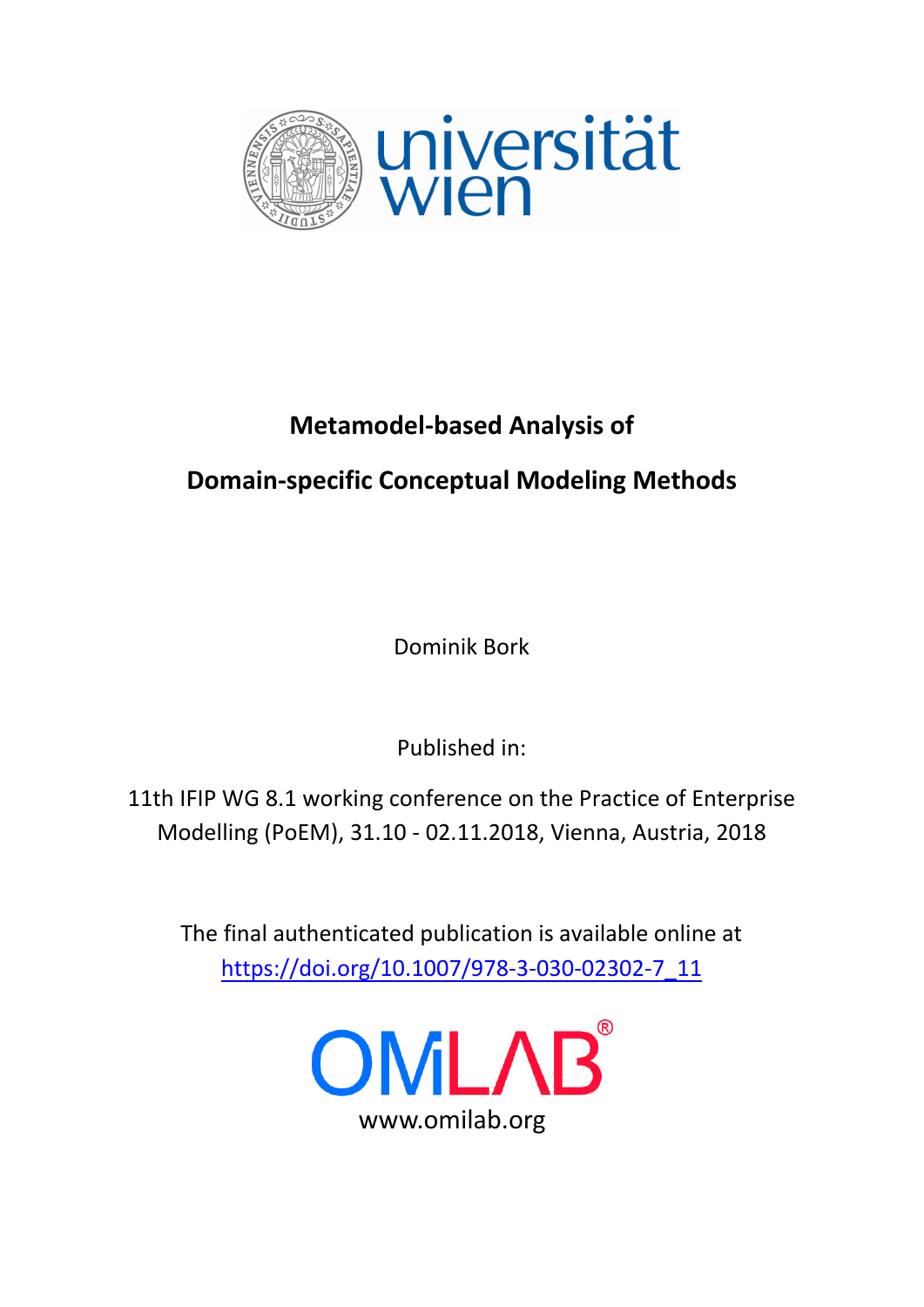# Metamodel-based Analysis of

# Domain-specific Conceptual Modeling Methods

Dominik Bork

Published in:

11th IFIP WG 8.1 working conference on the Practice of Enterprise Modelling (PoEM), 31.10 - 02.11.2018, Vienna, Austria, 2018

The final authenticated publication is available online at
https://doi.org/10.1007/978-3-030-02302-7_11

www.omilab.org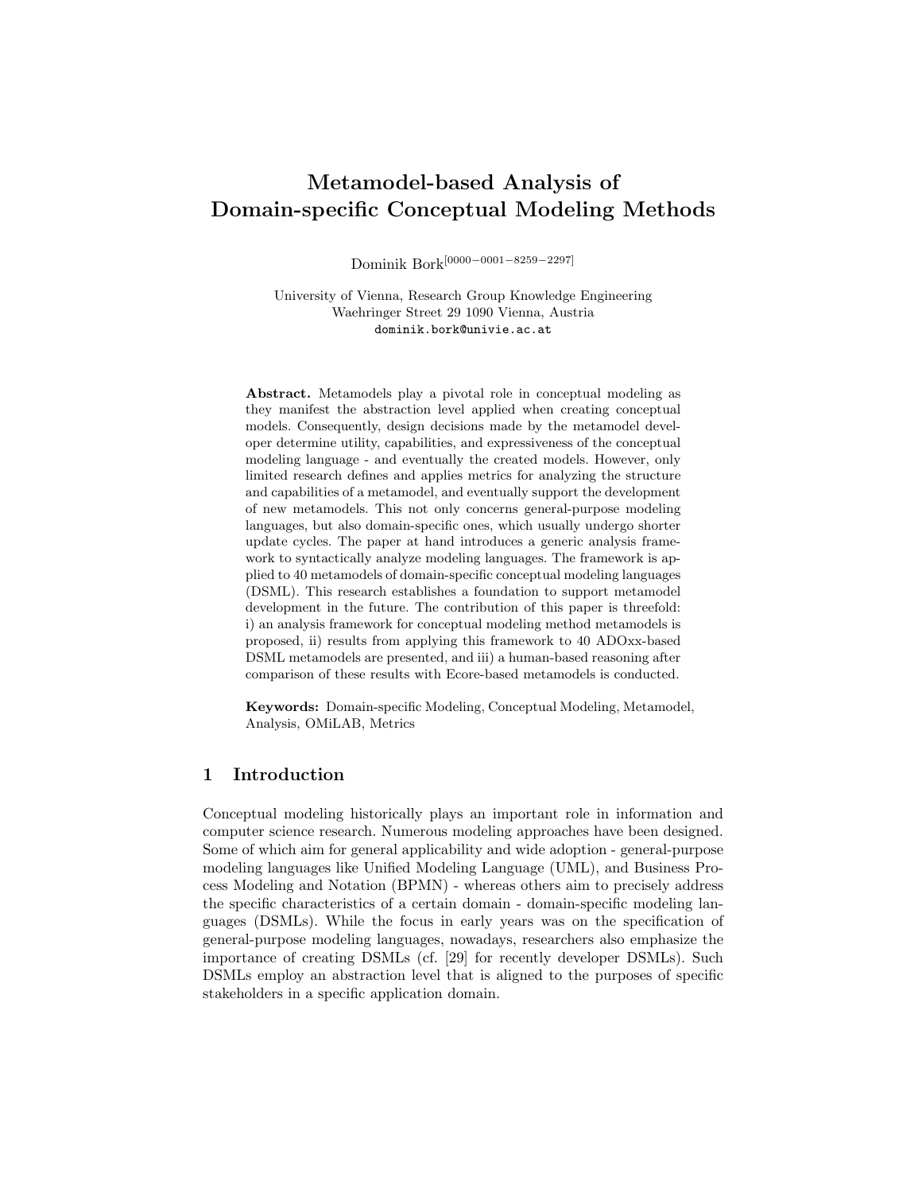# Metamodel-based Analysis of Domain-specific Conceptual Modeling Methods

Dominik Bork[0000−0001−8259−2297]

University of Vienna, Research Group Knowledge Engineering
Waehringer Street 29 1090 Vienna, Austria
dominik.bork@univie.ac.at

**Abstract.** Metamodels play a pivotal role in conceptual modeling as they manifest the abstraction level applied when creating conceptual models. Consequently, design decisions made by the metamodel developer determine utility, capabilities, and expressiveness of the conceptual modeling language - and eventually the created models. However, only limited research defines and applies metrics for analyzing the structure and capabilities of a metamodel, and eventually support the development of new metamodels. This not only concerns general-purpose modeling languages, but also domain-specific ones, which usually undergo shorter update cycles. The paper at hand introduces a generic analysis framework to syntactically analyze modeling languages. The framework is applied to 40 metamodels of domain-specific conceptual modeling languages (DSML). This research establishes a foundation to support metamodel development in the future. The contribution of this paper is threefold: i) an analysis framework for conceptual modeling method metamodels is proposed, ii) results from applying this framework to 40 ADOxx-based DSML metamodels are presented, and iii) a human-based reasoning after comparison of these results with Ecore-based metamodels is conducted.

**Keywords:** Domain-specific Modeling, Conceptual Modeling, Metamodel, Analysis, OMiLAB, Metrics

## 1 Introduction

Conceptual modeling historically plays an important role in information and computer science research. Numerous modeling approaches have been designed. Some of which aim for general applicability and wide adoption - general-purpose modeling languages like Unified Modeling Language (UML), and Business Process Modeling and Notation (BPMN) - whereas others aim to precisely address the specific characteristics of a certain domain - domain-specific modeling languages (DSMLs). While the focus in early years was on the specification of general-purpose modeling languages, nowadays, researchers also emphasize the importance of creating DSMLs (cf. [29] for recently developer DSMLs). Such DSMLs employ an abstraction level that is aligned to the purposes of specific stakeholders in a specific application domain.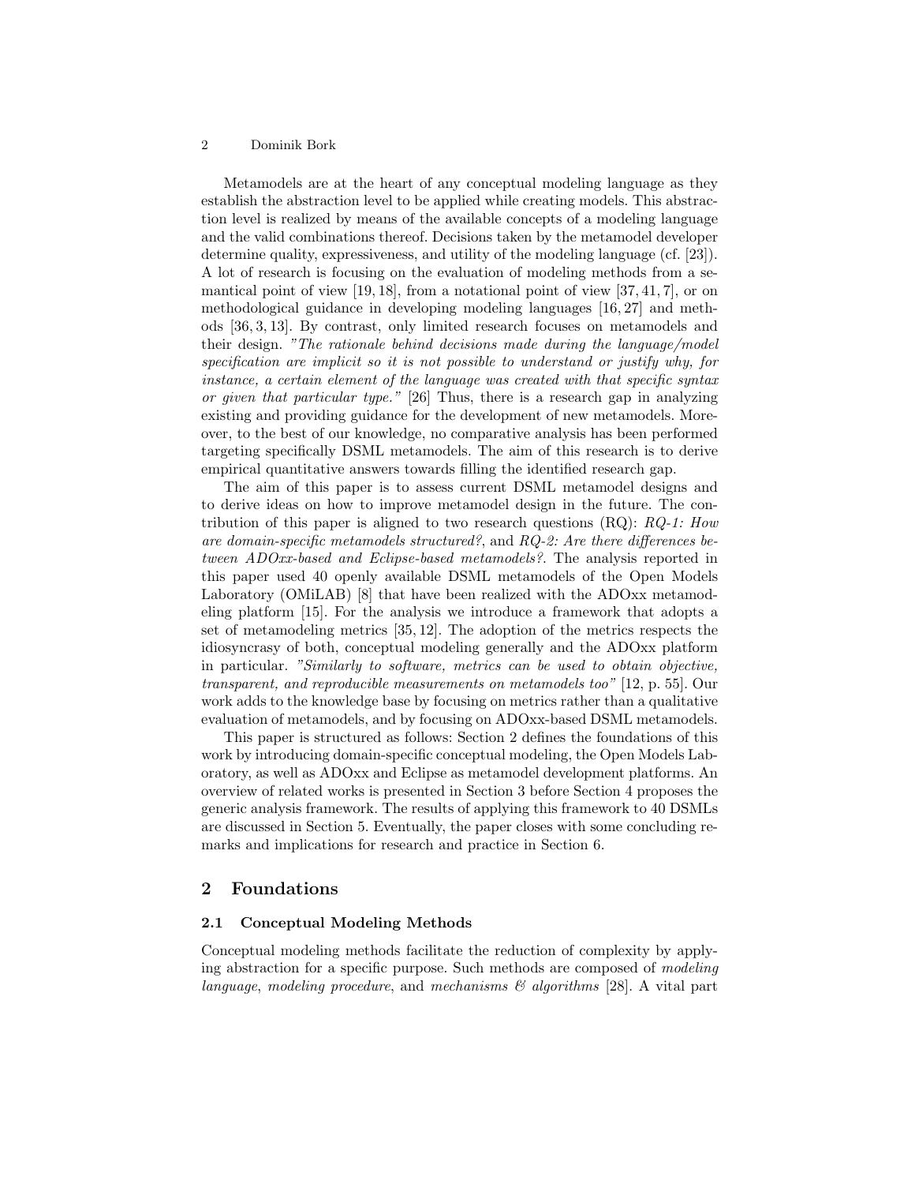Metamodels are at the heart of any conceptual modeling language as they establish the abstraction level to be applied while creating models. This abstraction level is realized by means of the available concepts of a modeling language and the valid combinations thereof. Decisions taken by the metamodel developer determine quality, expressiveness, and utility of the modeling language (cf. [23]). A lot of research is focusing on the evaluation of modeling methods from a semantical point of view [19, 18], from a notational point of view [37, 41, 7], or on methodological guidance in developing modeling languages [16, 27] and methods [36, 3, 13]. By contrast, only limited research focuses on metamodels and their design. *"The rationale behind decisions made during the language/model specification are implicit so it is not possible to understand or justify why, for instance, a certain element of the language was created with that specific syntax or given that particular type."* [26] Thus, there is a research gap in analyzing existing and providing guidance for the development of new metamodels. Moreover, to the best of our knowledge, no comparative analysis has been performed targeting specifically DSML metamodels. The aim of this research is to derive empirical quantitative answers towards filling the identified research gap.

The aim of this paper is to assess current DSML metamodel designs and to derive ideas on how to improve metamodel design in the future. The contribution of this paper is aligned to two research questions (RQ): *RQ-1: How are domain-specific metamodels structured?*, and *RQ-2: Are there differences between ADOxx-based and Eclipse-based metamodels?*. The analysis reported in this paper used 40 openly available DSML metamodels of the Open Models Laboratory (OMiLAB) [8] that have been realized with the ADOxx metamodeling platform [15]. For the analysis we introduce a framework that adopts a set of metamodeling metrics [35, 12]. The adoption of the metrics respects the idiosyncrasy of both, conceptual modeling generally and the ADOxx platform in particular. *"Similarly to software, metrics can be used to obtain objective, transparent, and reproducible measurements on metamodels too"* [12, p. 55]. Our work adds to the knowledge base by focusing on metrics rather than a qualitative evaluation of metamodels, and by focusing on ADOxx-based DSML metamodels.

This paper is structured as follows: Section 2 defines the foundations of this work by introducing domain-specific conceptual modeling, the Open Models Laboratory, as well as ADOxx and Eclipse as metamodel development platforms. An overview of related works is presented in Section 3 before Section 4 proposes the generic analysis framework. The results of applying this framework to 40 DSMLs are discussed in Section 5. Eventually, the paper closes with some concluding remarks and implications for research and practice in Section 6.

## 2 Foundations

### 2.1 Conceptual Modeling Methods

Conceptual modeling methods facilitate the reduction of complexity by applying abstraction for a specific purpose. Such methods are composed of *modeling language*, *modeling procedure*, and *mechanisms & algorithms* [28]. A vital part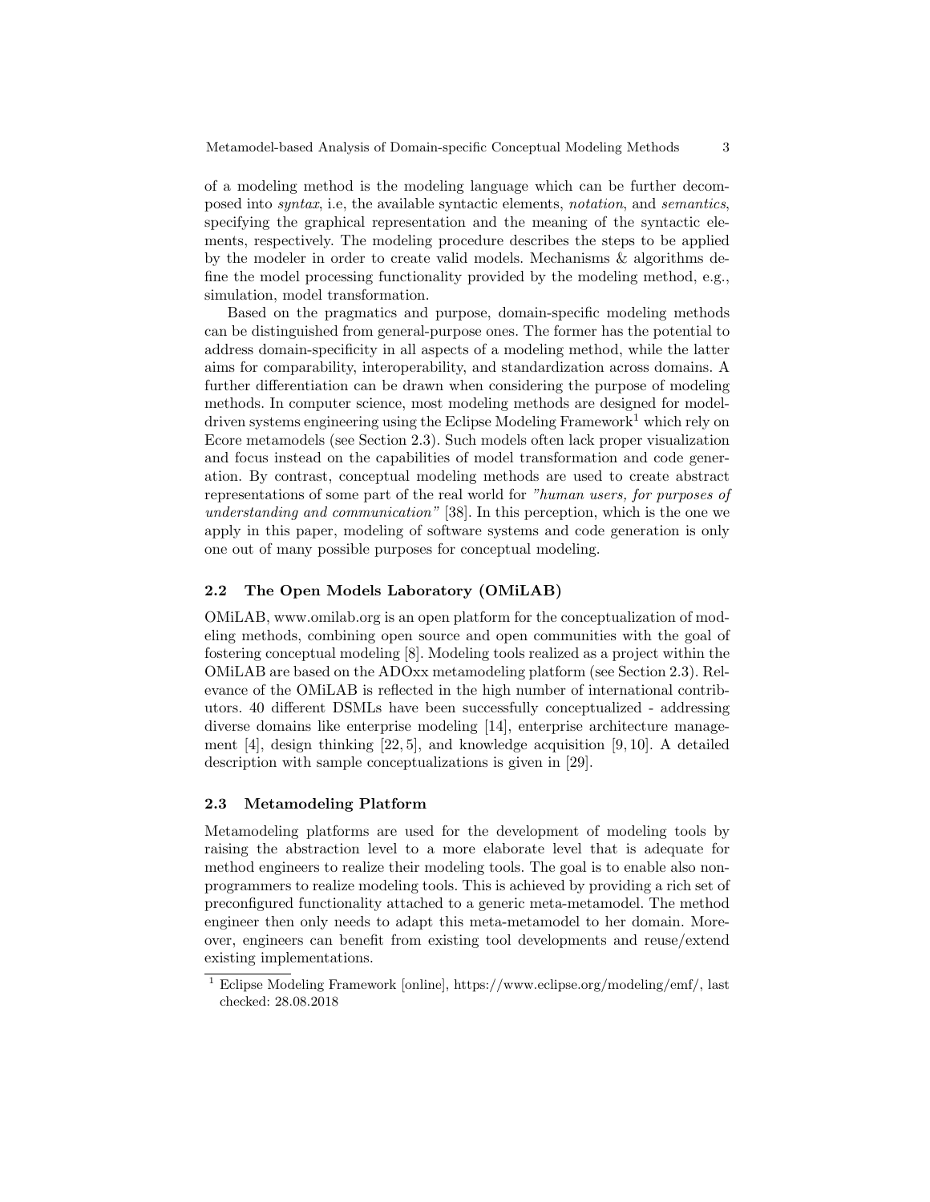of a modeling method is the modeling language which can be further decomposed into *syntax*, i.e, the available syntactic elements, *notation*, and *semantics*, specifying the graphical representation and the meaning of the syntactic elements, respectively. The modeling procedure describes the steps to be applied by the modeler in order to create valid models. Mechanisms & algorithms define the model processing functionality provided by the modeling method, e.g., simulation, model transformation.

Based on the pragmatics and purpose, domain-specific modeling methods can be distinguished from general-purpose ones. The former has the potential to address domain-specificity in all aspects of a modeling method, while the latter aims for comparability, interoperability, and standardization across domains. A further differentiation can be drawn when considering the purpose of modeling methods. In computer science, most modeling methods are designed for model-driven systems engineering using the Eclipse Modeling Framework[1] which rely on Ecore metamodels (see Section 2.3). Such models often lack proper visualization and focus instead on the capabilities of model transformation and code generation. By contrast, conceptual modeling methods are used to create abstract representations of some part of the real world for *"human users, for purposes of understanding and communication"* [38]. In this perception, which is the one we apply in this paper, modeling of software systems and code generation is only one out of many possible purposes for conceptual modeling.

### 2.2 The Open Models Laboratory (OMiLAB)

OMiLAB, www.omilab.org is an open platform for the conceptualization of modeling methods, combining open source and open communities with the goal of fostering conceptual modeling [8]. Modeling tools realized as a project within the OMiLAB are based on the ADOxx metamodeling platform (see Section 2.3). Relevance of the OMiLAB is reflected in the high number of international contributors. 40 different DSMLs have been successfully conceptualized - addressing diverse domains like enterprise modeling [14], enterprise architecture management [4], design thinking [22, 5], and knowledge acquisition [9, 10]. A detailed description with sample conceptualizations is given in [29].

### 2.3 Metamodeling Platform

Metamodeling platforms are used for the development of modeling tools by raising the abstraction level to a more elaborate level that is adequate for method engineers to realize their modeling tools. The goal is to enable also non-programmers to realize modeling tools. This is achieved by providing a rich set of preconfigured functionality attached to a generic meta-metamodel. The method engineer then only needs to adapt this meta-metamodel to her domain. Moreover, engineers can benefit from existing tool developments and reuse/extend existing implementations.

[1] Eclipse Modeling Framework [online], https://www.eclipse.org/modeling/emf/, last checked: 28.08.2018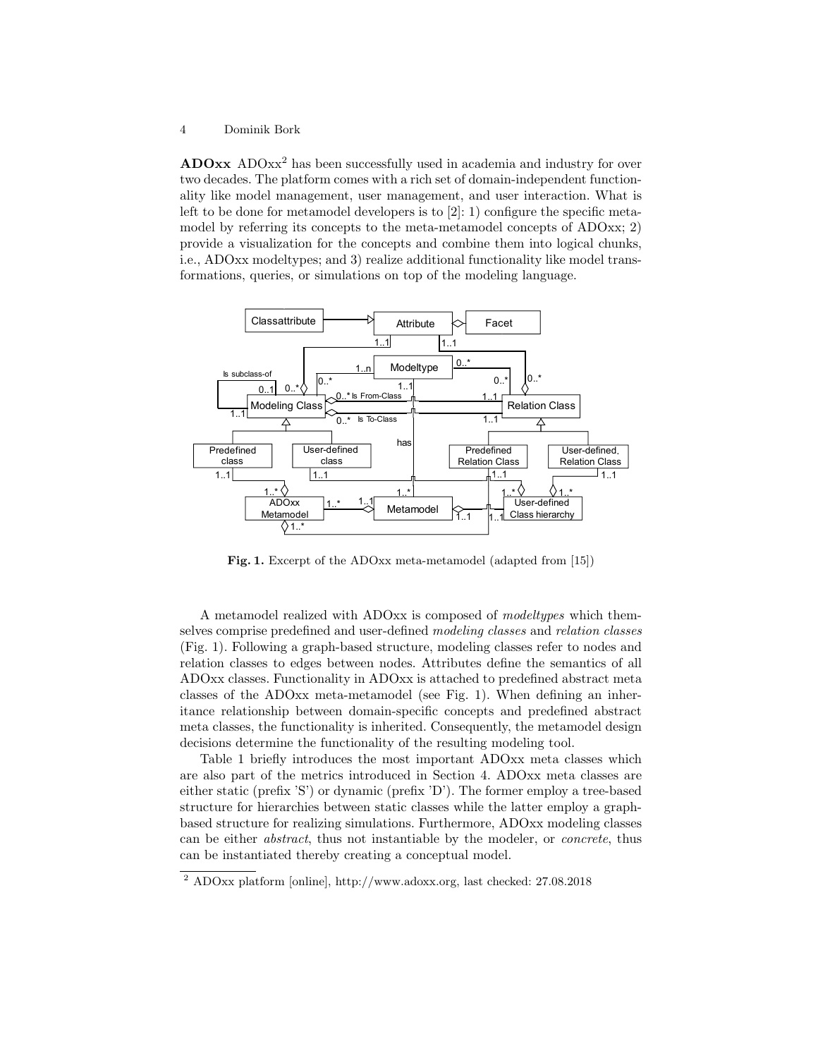**ADOxx** ADOxx[2] has been successfully used in academia and industry for over two decades. The platform comes with a rich set of domain-independent functionality like model management, user management, and user interaction. What is left to be done for metamodel developers is to [2]: 1) configure the specific metamodel by referring its concepts to the meta-metamodel concepts of ADOxx; 2) provide a visualization for the concepts and combine them into logical chunks, i.e., ADOxx modeltypes; and 3) realize additional functionality like model transformations, queries, or simulations on top of the modeling language.

**Fig. 1.** Excerpt of the ADOxx meta-metamodel (adapted from [15])

A metamodel realized with ADOxx is composed of *modeltypes* which themselves comprise predefined and user-defined *modeling classes* and *relation classes* (Fig. 1). Following a graph-based structure, modeling classes refer to nodes and relation classes to edges between nodes. Attributes define the semantics of all ADOxx classes. Functionality in ADOxx is attached to predefined abstract meta classes of the ADOxx meta-metamodel (see Fig. 1). When defining an inheritance relationship between domain-specific concepts and predefined abstract meta classes, the functionality is inherited. Consequently, the metamodel design decisions determine the functionality of the resulting modeling tool.

Table 1 briefly introduces the most important ADOxx meta classes which are also part of the metrics introduced in Section 4. ADOxx meta classes are either static (prefix 'S') or dynamic (prefix 'D'). The former employ a tree-based structure for hierarchies between static classes while the latter employ a graph-based structure for realizing simulations. Furthermore, ADOxx modeling classes can be either *abstract*, thus not instantiable by the modeler, or *concrete*, thus can be instantiated thereby creating a conceptual model.

[2] ADOxx platform [online], http://www.adoxx.org, last checked: 27.08.2018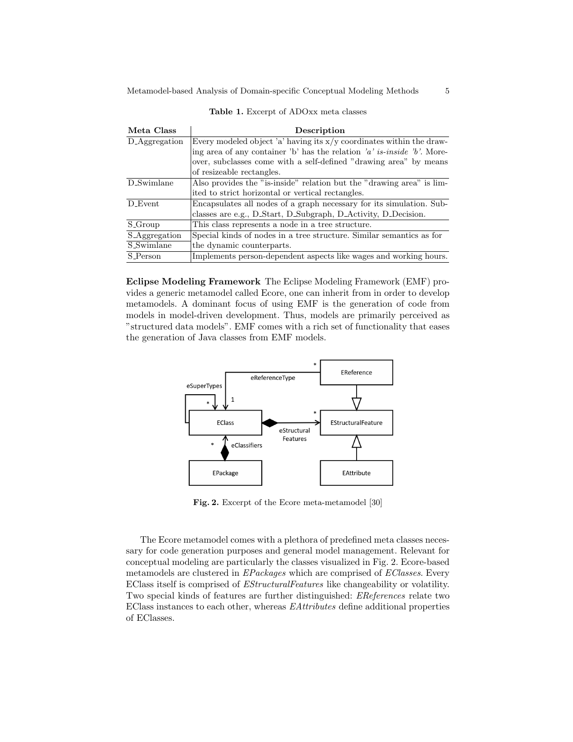**Table 1.** Excerpt of ADOxx meta classes

| Meta Class | Description |
|---|---|
| D_Aggregation | Every modeled object 'a' having its x/y coordinates within the drawing area of any container 'b' has the relation *'a' is-inside 'b'*. Moreover, subclasses come with a self-defined "drawing area" by means of resizeable rectangles. |
| D_Swimlane | Also provides the "is-inside" relation but the "drawing area" is limited to strict horizontal or vertical rectangles. |
| D_Event | Encapsulates all nodes of a graph necessary for its simulation. Subclasses are e.g., D_Start, D_Subgraph, D_Activity, D_Decision. |
| S_Group | This class represents a node in a tree structure. |
| S_Aggregation<br>S_Swimlane | Special kinds of nodes in a tree structure. Similar semantics as for the dynamic counterparts. |
| S_Person | Implements person-dependent aspects like wages and working hours. |

**Eclipse Modeling Framework** The Eclipse Modeling Framework (EMF) provides a generic metamodel called Ecore, one can inherit from in order to develop metamodels. A dominant focus of using EMF is the generation of code from models in model-driven development. Thus, models are primarily perceived as "structured data models". EMF comes with a rich set of functionality that eases the generation of Java classes from EMF models.

**Fig. 2.** Excerpt of the Ecore meta-metamodel [30]

The Ecore metamodel comes with a plethora of predefined meta classes necessary for code generation purposes and general model management. Relevant for conceptual modeling are particularly the classes visualized in Fig. 2. Ecore-based metamodels are clustered in *EPackages* which are comprised of *EClasses*. Every EClass itself is comprised of *EStructuralFeatures* like changeability or volatility. Two special kinds of features are further distinguished: *EReferences* relate two EClass instances to each other, whereas *EAttributes* define additional properties of EClasses.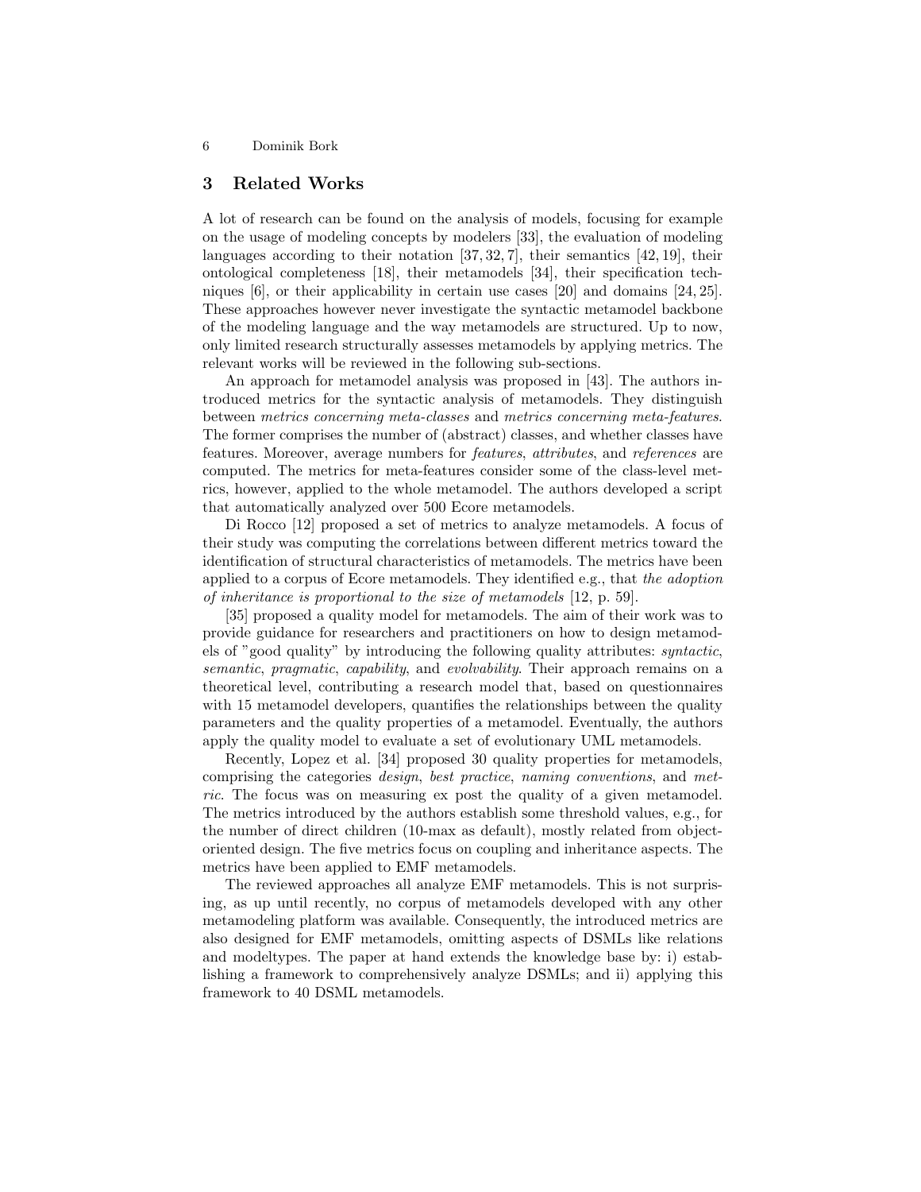## 3 Related Works

A lot of research can be found on the analysis of models, focusing for example on the usage of modeling concepts by modelers [33], the evaluation of modeling languages according to their notation [37, 32, 7], their semantics [42, 19], their ontological completeness [18], their metamodels [34], their specification techniques [6], or their applicability in certain use cases [20] and domains [24, 25]. These approaches however never investigate the syntactic metamodel backbone of the modeling language and the way metamodels are structured. Up to now, only limited research structurally assesses metamodels by applying metrics. The relevant works will be reviewed in the following sub-sections.

An approach for metamodel analysis was proposed in [43]. The authors introduced metrics for the syntactic analysis of metamodels. They distinguish between *metrics concerning meta-classes* and *metrics concerning meta-features*. The former comprises the number of (abstract) classes, and whether classes have features. Moreover, average numbers for *features*, *attributes*, and *references* are computed. The metrics for meta-features consider some of the class-level metrics, however, applied to the whole metamodel. The authors developed a script that automatically analyzed over 500 Ecore metamodels.

Di Rocco [12] proposed a set of metrics to analyze metamodels. A focus of their study was computing the correlations between different metrics toward the identification of structural characteristics of metamodels. The metrics have been applied to a corpus of Ecore metamodels. They identified e.g., that *the adoption of inheritance is proportional to the size of metamodels* [12, p. 59].

[35] proposed a quality model for metamodels. The aim of their work was to provide guidance for researchers and practitioners on how to design metamodels of "good quality" by introducing the following quality attributes: *syntactic*, *semantic*, *pragmatic*, *capability*, and *evolvability*. Their approach remains on a theoretical level, contributing a research model that, based on questionnaires with 15 metamodel developers, quantifies the relationships between the quality parameters and the quality properties of a metamodel. Eventually, the authors apply the quality model to evaluate a set of evolutionary UML metamodels.

Recently, Lopez et al. [34] proposed 30 quality properties for metamodels, comprising the categories *design*, *best practice*, *naming conventions*, and *metric*. The focus was on measuring ex post the quality of a given metamodel. The metrics introduced by the authors establish some threshold values, e.g., for the number of direct children (10-max as default), mostly related from object-oriented design. The five metrics focus on coupling and inheritance aspects. The metrics have been applied to EMF metamodels.

The reviewed approaches all analyze EMF metamodels. This is not surprising, as up until recently, no corpus of metamodels developed with any other metamodeling platform was available. Consequently, the introduced metrics are also designed for EMF metamodels, omitting aspects of DSMLs like relations and modeltypes. The paper at hand extends the knowledge base by: i) establishing a framework to comprehensively analyze DSMLs; and ii) applying this framework to 40 DSML metamodels.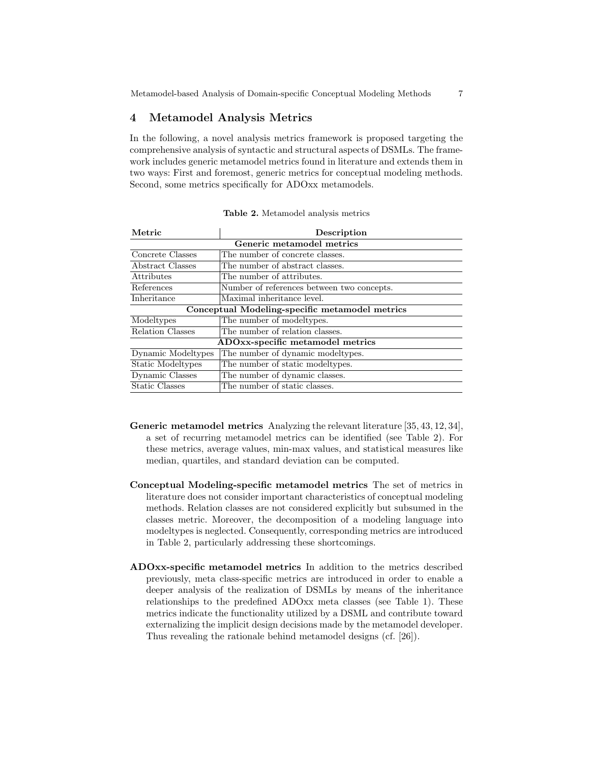## 4 Metamodel Analysis Metrics

In the following, a novel analysis metrics framework is proposed targeting the comprehensive analysis of syntactic and structural aspects of DSMLs. The framework includes generic metamodel metrics found in literature and extends them in two ways: First and foremost, generic metrics for conceptual modeling methods. Second, some metrics specifically for ADOxx metamodels.

**Table 2.** Metamodel analysis metrics

| Metric | Description |
|---|---|
| **Generic metamodel metrics** | |
| Concrete Classes | The number of concrete classes. |
| Abstract Classes | The number of abstract classes. |
| Attributes | The number of attributes. |
| References | Number of references between two concepts. |
| Inheritance | Maximal inheritance level. |
| **Conceptual Modeling-specific metamodel metrics** | |
| Modeltypes | The number of modeltypes. |
| Relation Classes | The number of relation classes. |
| **ADOxx-specific metamodel metrics** | |
| Dynamic Modeltypes | The number of dynamic modeltypes. |
| Static Modeltypes | The number of static modeltypes. |
| Dynamic Classes | The number of dynamic classes. |
| Static Classes | The number of static classes. |

**Generic metamodel metrics** Analyzing the relevant literature [35, 43, 12, 34], a set of recurring metamodel metrics can be identified (see Table 2). For these metrics, average values, min-max values, and statistical measures like median, quartiles, and standard deviation can be computed.

**Conceptual Modeling-specific metamodel metrics** The set of metrics in literature does not consider important characteristics of conceptual modeling methods. Relation classes are not considered explicitly but subsumed in the classes metric. Moreover, the decomposition of a modeling language into modeltypes is neglected. Consequently, corresponding metrics are introduced in Table 2, particularly addressing these shortcomings.

**ADOxx-specific metamodel metrics** In addition to the metrics described previously, meta class-specific metrics are introduced in order to enable a deeper analysis of the realization of DSMLs by means of the inheritance relationships to the predefined ADOxx meta classes (see Table 1). These metrics indicate the functionality utilized by a DSML and contribute toward externalizing the implicit design decisions made by the metamodel developer. Thus revealing the rationale behind metamodel designs (cf. [26]).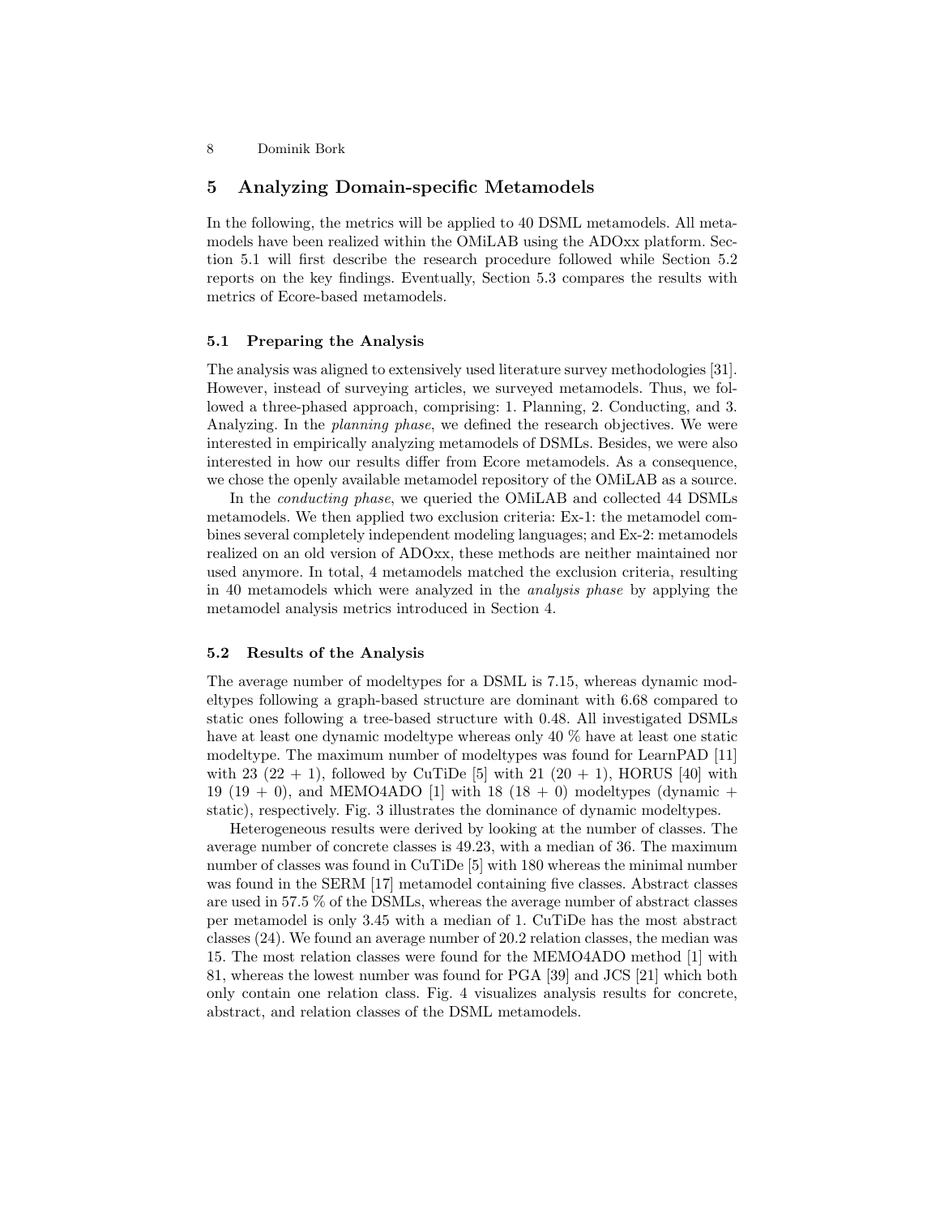## 5 Analyzing Domain-specific Metamodels

In the following, the metrics will be applied to 40 DSML metamodels. All metamodels have been realized within the OMiLAB using the ADOxx platform. Section 5.1 will first describe the research procedure followed while Section 5.2 reports on the key findings. Eventually, Section 5.3 compares the results with metrics of Ecore-based metamodels.

### 5.1 Preparing the Analysis

The analysis was aligned to extensively used literature survey methodologies [31]. However, instead of surveying articles, we surveyed metamodels. Thus, we followed a three-phased approach, comprising: 1. Planning, 2. Conducting, and 3. Analyzing. In the *planning phase*, we defined the research objectives. We were interested in empirically analyzing metamodels of DSMLs. Besides, we were also interested in how our results differ from Ecore metamodels. As a consequence, we chose the openly available metamodel repository of the OMiLAB as a source.

In the *conducting phase*, we queried the OMiLAB and collected 44 DSMLs metamodels. We then applied two exclusion criteria: Ex-1: the metamodel combines several completely independent modeling languages; and Ex-2: metamodels realized on an old version of ADOxx, these methods are neither maintained nor used anymore. In total, 4 metamodels matched the exclusion criteria, resulting in 40 metamodels which were analyzed in the *analysis phase* by applying the metamodel analysis metrics introduced in Section 4.

### 5.2 Results of the Analysis

The average number of modeltypes for a DSML is 7.15, whereas dynamic modeltypes following a graph-based structure are dominant with 6.68 compared to static ones following a tree-based structure with 0.48. All investigated DSMLs have at least one dynamic modeltype whereas only 40 % have at least one static modeltype. The maximum number of modeltypes was found for LearnPAD [11] with 23 (22 + 1), followed by CuTiDe [5] with 21 (20 + 1), HORUS [40] with 19 (19 + 0), and MEMO4ADO [1] with 18 (18 + 0) modeltypes (dynamic + static), respectively. Fig. 3 illustrates the dominance of dynamic modeltypes.

Heterogeneous results were derived by looking at the number of classes. The average number of concrete classes is 49.23, with a median of 36. The maximum number of classes was found in CuTiDe [5] with 180 whereas the minimal number was found in the SERM [17] metamodel containing five classes. Abstract classes are used in 57.5 % of the DSMLs, whereas the average number of abstract classes per metamodel is only 3.45 with a median of 1. CuTiDe has the most abstract classes (24). We found an average number of 20.2 relation classes, the median was 15. The most relation classes were found for the MEMO4ADO method [1] with 81, whereas the lowest number was found for PGA [39] and JCS [21] which both only contain one relation class. Fig. 4 visualizes analysis results for concrete, abstract, and relation classes of the DSML metamodels.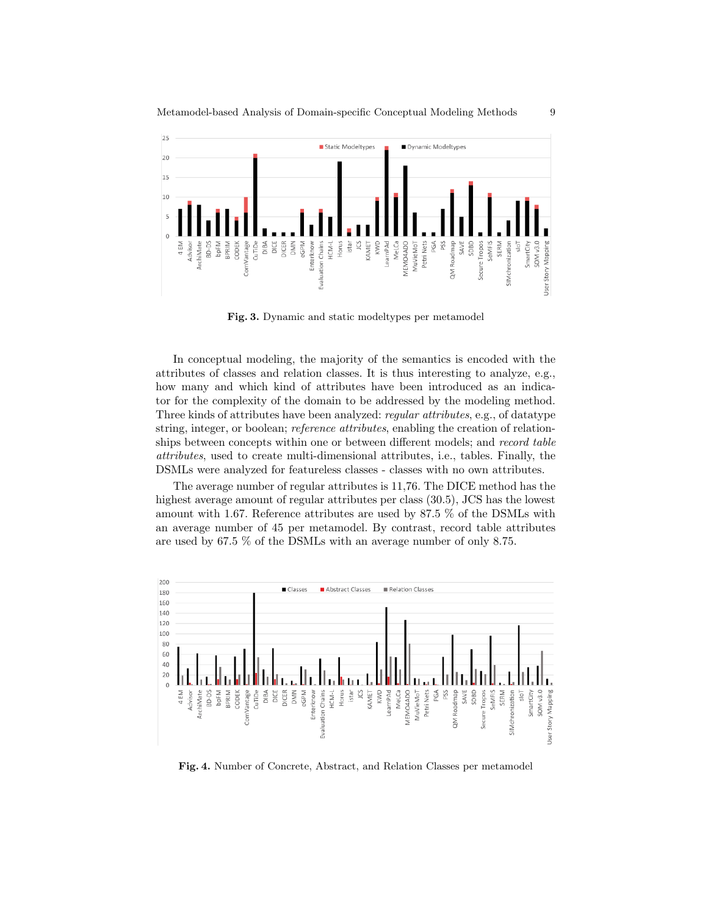**Fig. 3.** Dynamic and static modeltypes per metamodel

In conceptual modeling, the majority of the semantics is encoded with the attributes of classes and relation classes. It is thus interesting to analyze, e.g., how many and which kind of attributes have been introduced as an indicator for the complexity of the domain to be addressed by the modeling method. Three kinds of attributes have been analyzed: *regular attributes*, e.g., of datatype string, integer, or boolean; *reference attributes*, enabling the creation of relationships between concepts within one or between different models; and *record table attributes*, used to create multi-dimensional attributes, i.e., tables. Finally, the DSMLs were analyzed for featureless classes - classes with no own attributes.

The average number of regular attributes is 11,76. The DICE method has the highest average amount of regular attributes per class (30.5), JCS has the lowest amount with 1.67. Reference attributes are used by 87.5 % of the DSMLs with an average number of 45 per metamodel. By contrast, record table attributes are used by 67.5 % of the DSMLs with an average number of only 8.75.

**Fig. 4.** Number of Concrete, Abstract, and Relation Classes per metamodel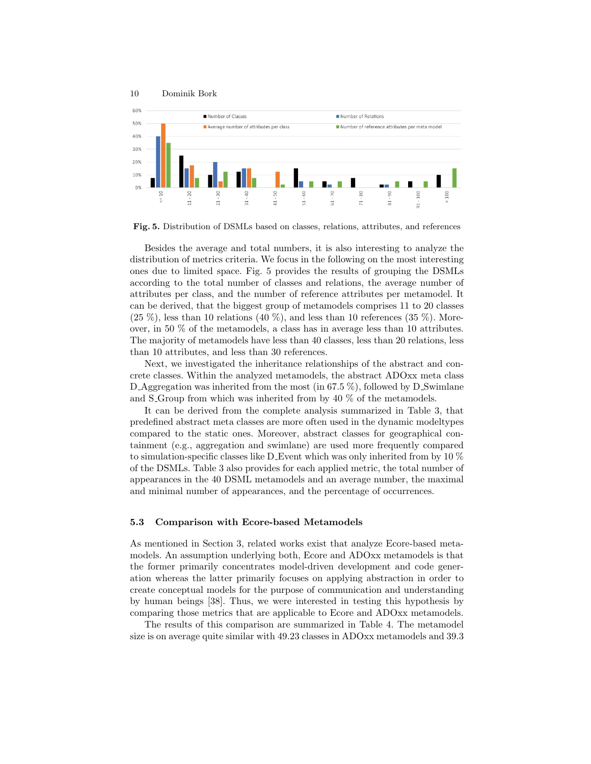**Fig. 5.** Distribution of DSMLs based on classes, relations, attributes, and references

Besides the average and total numbers, it is also interesting to analyze the distribution of metrics criteria. We focus in the following on the most interesting ones due to limited space. Fig. 5 provides the results of grouping the DSMLs according to the total number of classes and relations, the average number of attributes per class, and the number of reference attributes per metamodel. It can be derived, that the biggest group of metamodels comprises 11 to 20 classes (25 %), less than 10 relations (40 %), and less than 10 references (35 %). Moreover, in 50 % of the metamodels, a class has in average less than 10 attributes. The majority of metamodels have less than 40 classes, less than 20 relations, less than 10 attributes, and less than 30 references.

Next, we investigated the inheritance relationships of the abstract and concrete classes. Within the analyzed metamodels, the abstract ADOxx meta class D_Aggregation was inherited from the most (in 67.5 %), followed by D_Swimlane and S_Group from which was inherited from by 40 % of the metamodels.

It can be derived from the complete analysis summarized in Table 3, that predefined abstract meta classes are more often used in the dynamic modeltypes compared to the static ones. Moreover, abstract classes for geographical containment (e.g., aggregation and swimlane) are used more frequently compared to simulation-specific classes like D_Event which was only inherited from by 10 % of the DSMLs. Table 3 also provides for each applied metric, the total number of appearances in the 40 DSML metamodels and an average number, the maximal and minimal number of appearances, and the percentage of occurrences.

### 5.3 Comparison with Ecore-based Metamodels

As mentioned in Section 3, related works exist that analyze Ecore-based metamodels. An assumption underlying both, Ecore and ADOxx metamodels is that the former primarily concentrates model-driven development and code generation whereas the latter primarily focuses on applying abstraction in order to create conceptual models for the purpose of communication and understanding by human beings [38]. Thus, we were interested in testing this hypothesis by comparing those metrics that are applicable to Ecore and ADOxx metamodels.

The results of this comparison are summarized in Table 4. The metamodel size is on average quite similar with 49.23 classes in ADOxx metamodels and 39.3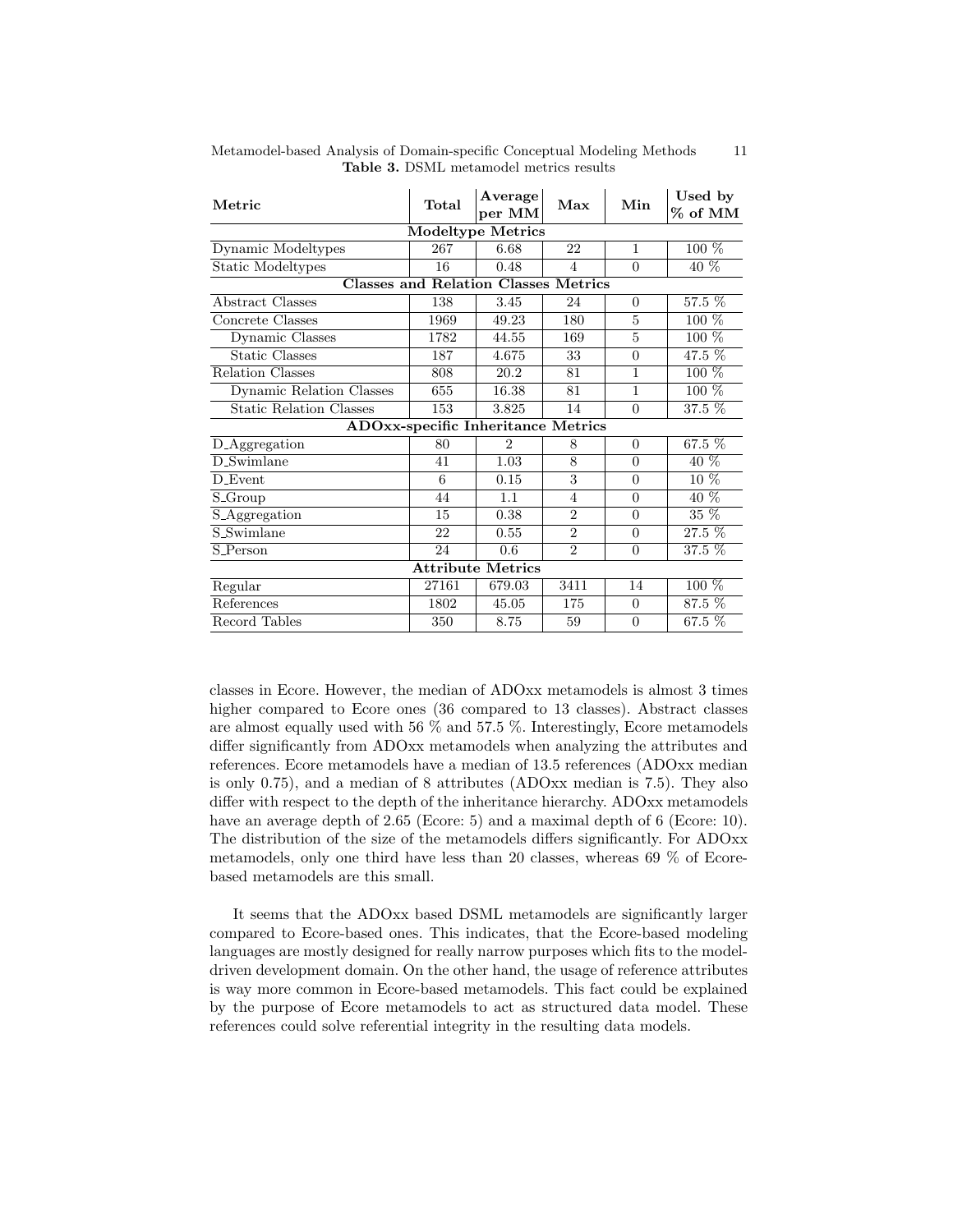**Table 3.** DSML metamodel metrics results

| Metric | Total | Average per MM | Max | Min | Used by % of MM |
|---|---|---|---|---|---|
| **Modeltype Metrics** | | | | | |
| Dynamic Modeltypes | 267 | 6.68 | 22 | 1 | 100 % |
| Static Modeltypes | 16 | 0.48 | 4 | 0 | 40 % |
| **Classes and Relation Classes Metrics** | | | | | |
| Abstract Classes | 138 | 3.45 | 24 | 0 | 57.5 % |
| Concrete Classes | 1969 | 49.23 | 180 | 5 | 100 % |
| Dynamic Classes | 1782 | 44.55 | 169 | 5 | 100 % |
| Static Classes | 187 | 4.675 | 33 | 0 | 47.5 % |
| Relation Classes | 808 | 20.2 | 81 | 1 | 100 % |
| Dynamic Relation Classes | 655 | 16.38 | 81 | 1 | 100 % |
| Static Relation Classes | 153 | 3.825 | 14 | 0 | 37.5 % |
| **ADOxx-specific Inheritance Metrics** | | | | | |
| D_Aggregation | 80 | 2 | 8 | 0 | 67.5 % |
| D_Swimlane | 41 | 1.03 | 8 | 0 | 40 % |
| D_Event | 6 | 0.15 | 3 | 0 | 10 % |
| S_Group | 44 | 1.1 | 4 | 0 | 40 % |
| S_Aggregation | 15 | 0.38 | 2 | 0 | 35 % |
| S_Swimlane | 22 | 0.55 | 2 | 0 | 27.5 % |
| S_Person | 24 | 0.6 | 2 | 0 | 37.5 % |
| **Attribute Metrics** | | | | | |
| Regular | 27161 | 679.03 | 3411 | 14 | 100 % |
| References | 1802 | 45.05 | 175 | 0 | 87.5 % |
| Record Tables | 350 | 8.75 | 59 | 0 | 67.5 % |

classes in Ecore. However, the median of ADOxx metamodels is almost 3 times higher compared to Ecore ones (36 compared to 13 classes). Abstract classes are almost equally used with 56 % and 57.5 %. Interestingly, Ecore metamodels differ significantly from ADOxx metamodels when analyzing the attributes and references. Ecore metamodels have a median of 13.5 references (ADOxx median is only 0.75), and a median of 8 attributes (ADOxx median is 7.5). They also differ with respect to the depth of the inheritance hierarchy. ADOxx metamodels have an average depth of 2.65 (Ecore: 5) and a maximal depth of 6 (Ecore: 10). The distribution of the size of the metamodels differs significantly. For ADOxx metamodels, only one third have less than 20 classes, whereas 69 % of Ecore-based metamodels are this small.

It seems that the ADOxx based DSML metamodels are significantly larger compared to Ecore-based ones. This indicates, that the Ecore-based modeling languages are mostly designed for really narrow purposes which fits to the model-driven development domain. On the other hand, the usage of reference attributes is way more common in Ecore-based metamodels. This fact could be explained by the purpose of Ecore metamodels to act as structured data model. These references could solve referential integrity in the resulting data models.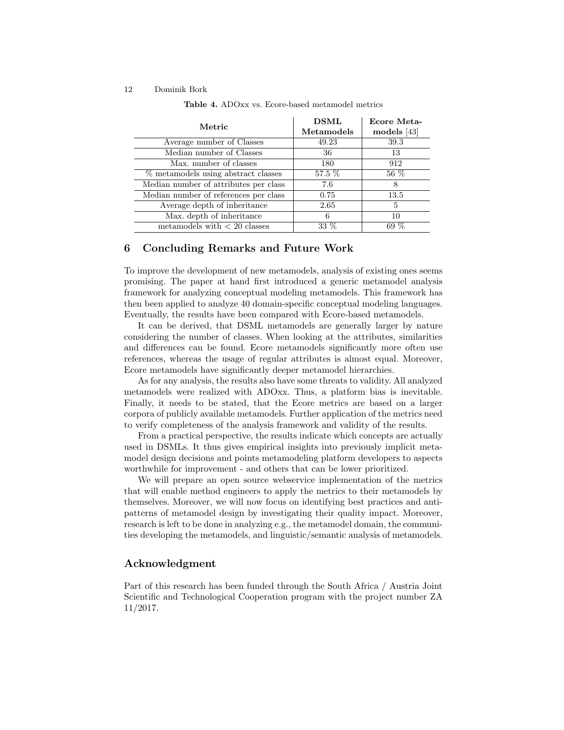**Table 4.** ADOxx vs. Ecore-based metamodel metrics

| Metric | DSML Metamodels | Ecore Metamodels [43] |
|---|---|---|
| Average number of Classes | 49.23 | 39.3 |
| Median number of Classes | 36 | 13 |
| Max. number of classes | 180 | 912 |
| % metamodels using abstract classes | 57.5 % | 56 % |
| Median number of attributes per class | 7.6 | 8 |
| Median number of references per class | 0.75 | 13.5 |
| Average depth of inheritance | 2.65 | 5 |
| Max. depth of inheritance | 6 | 10 |
| metamodels with < 20 classes | 33 % | 69 % |

## 6 Concluding Remarks and Future Work

To improve the development of new metamodels, analysis of existing ones seems promising. The paper at hand first introduced a generic metamodel analysis framework for analyzing conceptual modeling metamodels. This framework has then been applied to analyze 40 domain-specific conceptual modeling languages. Eventually, the results have been compared with Ecore-based metamodels.

It can be derived, that DSML metamodels are generally larger by nature considering the number of classes. When looking at the attributes, similarities and differences can be found. Ecore metamodels significantly more often use references, whereas the usage of regular attributes is almost equal. Moreover, Ecore metamodels have significantly deeper metamodel hierarchies.

As for any analysis, the results also have some threats to validity. All analyzed metamodels were realized with ADOxx. Thus, a platform bias is inevitable. Finally, it needs to be stated, that the Ecore metrics are based on a larger corpora of publicly available metamodels. Further application of the metrics need to verify completeness of the analysis framework and validity of the results.

From a practical perspective, the results indicate which concepts are actually used in DSMLs. It thus gives empirical insights into previously implicit metamodel design decisions and points metamodeling platform developers to aspects worthwhile for improvement - and others that can be lower prioritized.

We will prepare an open source webservice implementation of the metrics that will enable method engineers to apply the metrics to their metamodels by themselves. Moreover, we will now focus on identifying best practices and anti-patterns of metamodel design by investigating their quality impact. Moreover, research is left to be done in analyzing e.g., the metamodel domain, the communities developing the metamodels, and linguistic/semantic analysis of metamodels.

## Acknowledgment

Part of this research has been funded through the South Africa / Austria Joint Scientific and Technological Cooperation program with the project number ZA 11/2017.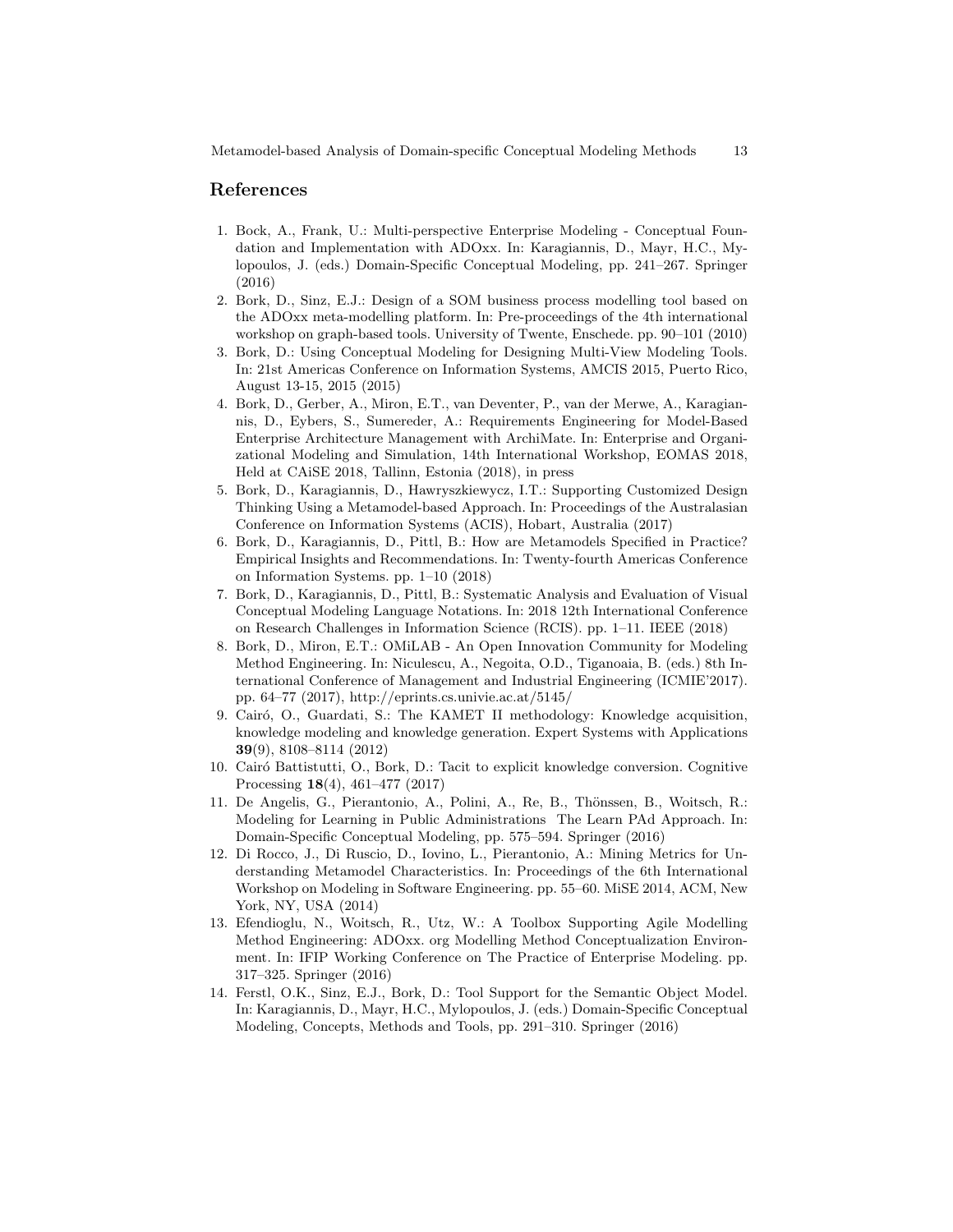## References

1. Bock, A., Frank, U.: Multi-perspective Enterprise Modeling - Conceptual Foundation and Implementation with ADOxx. In: Karagiannis, D., Mayr, H.C., Mylopoulos, J. (eds.) Domain-Specific Conceptual Modeling, pp. 241–267. Springer (2016)
2. Bork, D., Sinz, E.J.: Design of a SOM business process modelling tool based on the ADOxx meta-modelling platform. In: Pre-proceedings of the 4th international workshop on graph-based tools. University of Twente, Enschede. pp. 90–101 (2010)
3. Bork, D.: Using Conceptual Modeling for Designing Multi-View Modeling Tools. In: 21st Americas Conference on Information Systems, AMCIS 2015, Puerto Rico, August 13-15, 2015 (2015)
4. Bork, D., Gerber, A., Miron, E.T., van Deventer, P., van der Merwe, A., Karagiannis, D., Eybers, S., Sumereder, A.: Requirements Engineering for Model-Based Enterprise Architecture Management with ArchiMate. In: Enterprise and Organizational Modeling and Simulation, 14th International Workshop, EOMAS 2018, Held at CAiSE 2018, Tallinn, Estonia (2018), in press
5. Bork, D., Karagiannis, D., Hawryszkiewycz, I.T.: Supporting Customized Design Thinking Using a Metamodel-based Approach. In: Proceedings of the Australasian Conference on Information Systems (ACIS), Hobart, Australia (2017)
6. Bork, D., Karagiannis, D., Pittl, B.: How are Metamodels Specified in Practice? Empirical Insights and Recommendations. In: Twenty-fourth Americas Conference on Information Systems. pp. 1–10 (2018)
7. Bork, D., Karagiannis, D., Pittl, B.: Systematic Analysis and Evaluation of Visual Conceptual Modeling Language Notations. In: 2018 12th International Conference on Research Challenges in Information Science (RCIS). pp. 1–11. IEEE (2018)
8. Bork, D., Miron, E.T.: OMiLAB - An Open Innovation Community for Modeling Method Engineering. In: Niculescu, A., Negoita, O.D., Tiganoaia, B. (eds.) 8th International Conference of Management and Industrial Engineering (ICMIE'2017). pp. 64–77 (2017), http://eprints.cs.univie.ac.at/5145/
9. Cairó, O., Guardati, S.: The KAMET II methodology: Knowledge acquisition, knowledge modeling and knowledge generation. Expert Systems with Applications **39**(9), 8108–8114 (2012)
10. Cairó Battistutti, O., Bork, D.: Tacit to explicit knowledge conversion. Cognitive Processing **18**(4), 461–477 (2017)
11. De Angelis, G., Pierantonio, A., Polini, A., Re, B., Thönssen, B., Woitsch, R.: Modeling for Learning in Public Administrations The Learn PAd Approach. In: Domain-Specific Conceptual Modeling, pp. 575–594. Springer (2016)
12. Di Rocco, J., Di Ruscio, D., Iovino, L., Pierantonio, A.: Mining Metrics for Understanding Metamodel Characteristics. In: Proceedings of the 6th International Workshop on Modeling in Software Engineering. pp. 55–60. MiSE 2014, ACM, New York, NY, USA (2014)
13. Efendioglu, N., Woitsch, R., Utz, W.: A Toolbox Supporting Agile Modelling Method Engineering: ADOxx. org Modelling Method Conceptualization Environment. In: IFIP Working Conference on The Practice of Enterprise Modeling. pp. 317–325. Springer (2016)
14. Ferstl, O.K., Sinz, E.J., Bork, D.: Tool Support for the Semantic Object Model. In: Karagiannis, D., Mayr, H.C., Mylopoulos, J. (eds.) Domain-Specific Conceptual Modeling, Concepts, Methods and Tools, pp. 291–310. Springer (2016)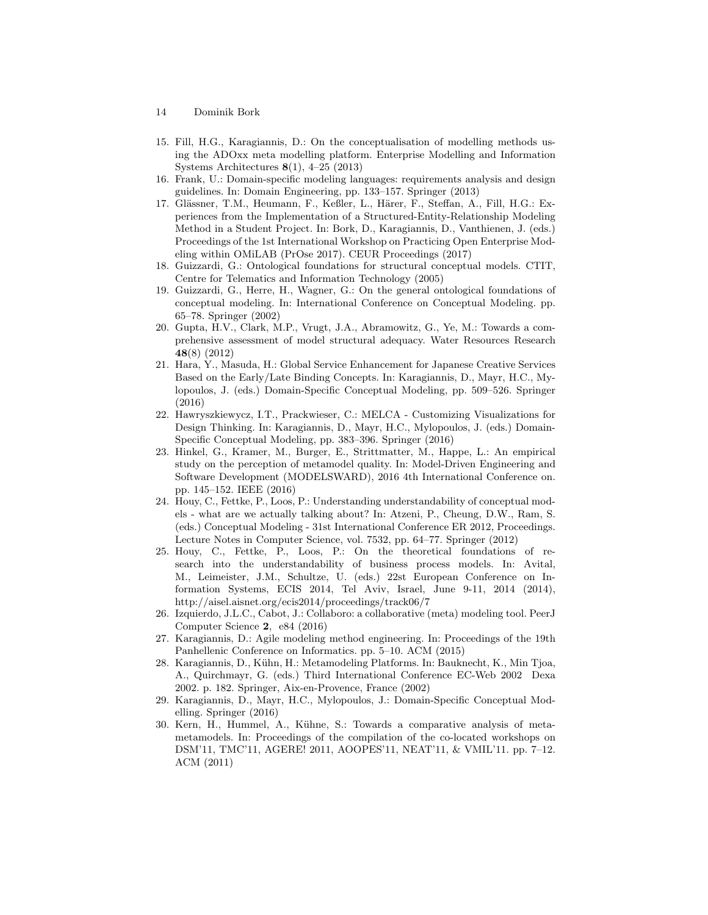15. Fill, H.G., Karagiannis, D.: On the conceptualisation of modelling methods using the ADOxx meta modelling platform. Enterprise Modelling and Information Systems Architectures **8**(1), 4–25 (2013)
16. Frank, U.: Domain-specific modeling languages: requirements analysis and design guidelines. In: Domain Engineering, pp. 133–157. Springer (2013)
17. Glässner, T.M., Heumann, F., Keßler, L., Härer, F., Steffan, A., Fill, H.G.: Experiences from the Implementation of a Structured-Entity-Relationship Modeling Method in a Student Project. In: Bork, D., Karagiannis, D., Vanthienen, J. (eds.) Proceedings of the 1st International Workshop on Practicing Open Enterprise Modeling within OMiLAB (PrOse 2017). CEUR Proceedings (2017)
18. Guizzardi, G.: Ontological foundations for structural conceptual models. CTIT, Centre for Telematics and Information Technology (2005)
19. Guizzardi, G., Herre, H., Wagner, G.: On the general ontological foundations of conceptual modeling. In: International Conference on Conceptual Modeling. pp. 65–78. Springer (2002)
20. Gupta, H.V., Clark, M.P., Vrugt, J.A., Abramowitz, G., Ye, M.: Towards a comprehensive assessment of model structural adequacy. Water Resources Research **48**(8) (2012)
21. Hara, Y., Masuda, H.: Global Service Enhancement for Japanese Creative Services Based on the Early/Late Binding Concepts. In: Karagiannis, D., Mayr, H.C., Mylopoulos, J. (eds.) Domain-Specific Conceptual Modeling, pp. 509–526. Springer (2016)
22. Hawryszkiewycz, I.T., Prackwieser, C.: MELCA - Customizing Visualizations for Design Thinking. In: Karagiannis, D., Mayr, H.C., Mylopoulos, J. (eds.) Domain-Specific Conceptual Modeling, pp. 383–396. Springer (2016)
23. Hinkel, G., Kramer, M., Burger, E., Strittmatter, M., Happe, L.: An empirical study on the perception of metamodel quality. In: Model-Driven Engineering and Software Development (MODELSWARD), 2016 4th International Conference on. pp. 145–152. IEEE (2016)
24. Houy, C., Fettke, P., Loos, P.: Understanding understandability of conceptual models - what are we actually talking about? In: Atzeni, P., Cheung, D.W., Ram, S. (eds.) Conceptual Modeling - 31st International Conference ER 2012, Proceedings. Lecture Notes in Computer Science, vol. 7532, pp. 64–77. Springer (2012)
25. Houy, C., Fettke, P., Loos, P.: On the theoretical foundations of research into the understandability of business process models. In: Avital, M., Leimeister, J.M., Schultze, U. (eds.) 22st European Conference on Information Systems, ECIS 2014, Tel Aviv, Israel, June 9-11, 2014 (2014), http://aisel.aisnet.org/ecis2014/proceedings/track06/7
26. Izquierdo, J.L.C., Cabot, J.: Collaboro: a collaborative (meta) modeling tool. PeerJ Computer Science **2**, e84 (2016)
27. Karagiannis, D.: Agile modeling method engineering. In: Proceedings of the 19th Panhellenic Conference on Informatics. pp. 5–10. ACM (2015)
28. Karagiannis, D., Kühn, H.: Metamodeling Platforms. In: Bauknecht, K., Min Tjoa, A., Quirchmayr, G. (eds.) Third International Conference EC-Web 2002 Dexa 2002. p. 182. Springer, Aix-en-Provence, France (2002)
29. Karagiannis, D., Mayr, H.C., Mylopoulos, J.: Domain-Specific Conceptual Modelling. Springer (2016)
30. Kern, H., Hummel, A., Kühne, S.: Towards a comparative analysis of meta-metamodels. In: Proceedings of the compilation of the co-located workshops on DSM'11, TMC'11, AGERE! 2011, AOOPES'11, NEAT'11, & VMIL'11. pp. 7–12. ACM (2011)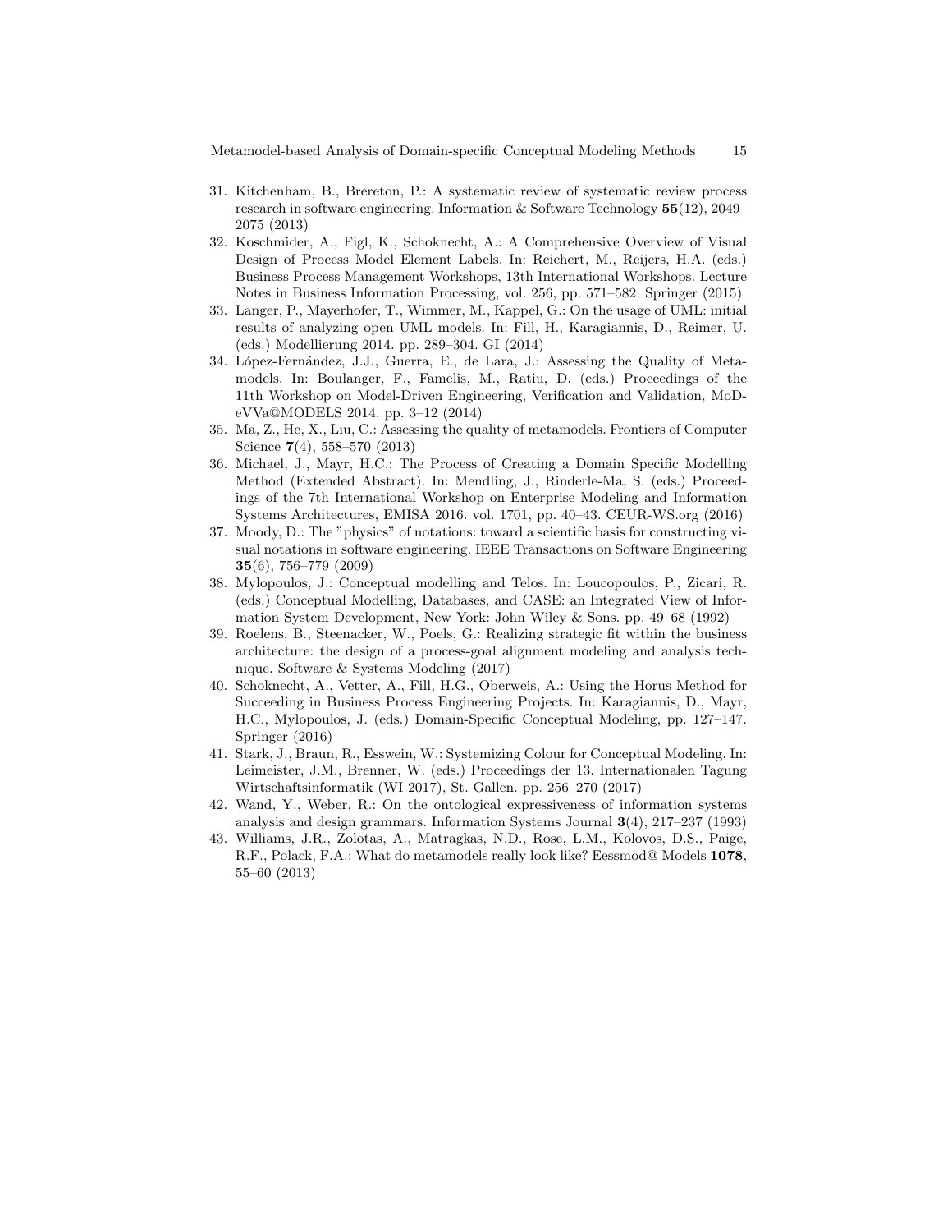31. Kitchenham, B., Brereton, P.: A systematic review of systematic review process research in software engineering. Information & Software Technology **55**(12), 2049–2075 (2013)
32. Koschmider, A., Figl, K., Schoknecht, A.: A Comprehensive Overview of Visual Design of Process Model Element Labels. In: Reichert, M., Reijers, H.A. (eds.) Business Process Management Workshops, 13th International Workshops. Lecture Notes in Business Information Processing, vol. 256, pp. 571–582. Springer (2015)
33. Langer, P., Mayerhofer, T., Wimmer, M., Kappel, G.: On the usage of UML: initial results of analyzing open UML models. In: Fill, H., Karagiannis, D., Reimer, U. (eds.) Modellierung 2014. pp. 289–304. GI (2014)
34. López-Fernández, J.J., Guerra, E., de Lara, J.: Assessing the Quality of Metamodels. In: Boulanger, F., Famelis, M., Ratiu, D. (eds.) Proceedings of the 11th Workshop on Model-Driven Engineering, Verification and Validation, MoDeVVa@MODELS 2014. pp. 3–12 (2014)
35. Ma, Z., He, X., Liu, C.: Assessing the quality of metamodels. Frontiers of Computer Science **7**(4), 558–570 (2013)
36. Michael, J., Mayr, H.C.: The Process of Creating a Domain Specific Modelling Method (Extended Abstract). In: Mendling, J., Rinderle-Ma, S. (eds.) Proceedings of the 7th International Workshop on Enterprise Modeling and Information Systems Architectures, EMISA 2016. vol. 1701, pp. 40–43. CEUR-WS.org (2016)
37. Moody, D.: The "physics" of notations: toward a scientific basis for constructing visual notations in software engineering. IEEE Transactions on Software Engineering **35**(6), 756–779 (2009)
38. Mylopoulos, J.: Conceptual modelling and Telos. In: Loucopoulos, P., Zicari, R. (eds.) Conceptual Modelling, Databases, and CASE: an Integrated View of Information System Development, New York: John Wiley & Sons. pp. 49–68 (1992)
39. Roelens, B., Steenacker, W., Poels, G.: Realizing strategic fit within the business architecture: the design of a process-goal alignment modeling and analysis technique. Software & Systems Modeling (2017)
40. Schoknecht, A., Vetter, A., Fill, H.G., Oberweis, A.: Using the Horus Method for Succeeding in Business Process Engineering Projects. In: Karagiannis, D., Mayr, H.C., Mylopoulos, J. (eds.) Domain-Specific Conceptual Modeling, pp. 127–147. Springer (2016)
41. Stark, J., Braun, R., Esswein, W.: Systemizing Colour for Conceptual Modeling. In: Leimeister, J.M., Brenner, W. (eds.) Proceedings der 13. Internationalen Tagung Wirtschaftsinformatik (WI 2017), St. Gallen. pp. 256–270 (2017)
42. Wand, Y., Weber, R.: On the ontological expressiveness of information systems analysis and design grammars. Information Systems Journal **3**(4), 217–237 (1993)
43. Williams, J.R., Zolotas, A., Matragkas, N.D., Rose, L.M., Kolovos, D.S., Paige, R.F., Polack, F.A.: What do metamodels really look like? Eessmod@ Models **1078**, 55–60 (2013)